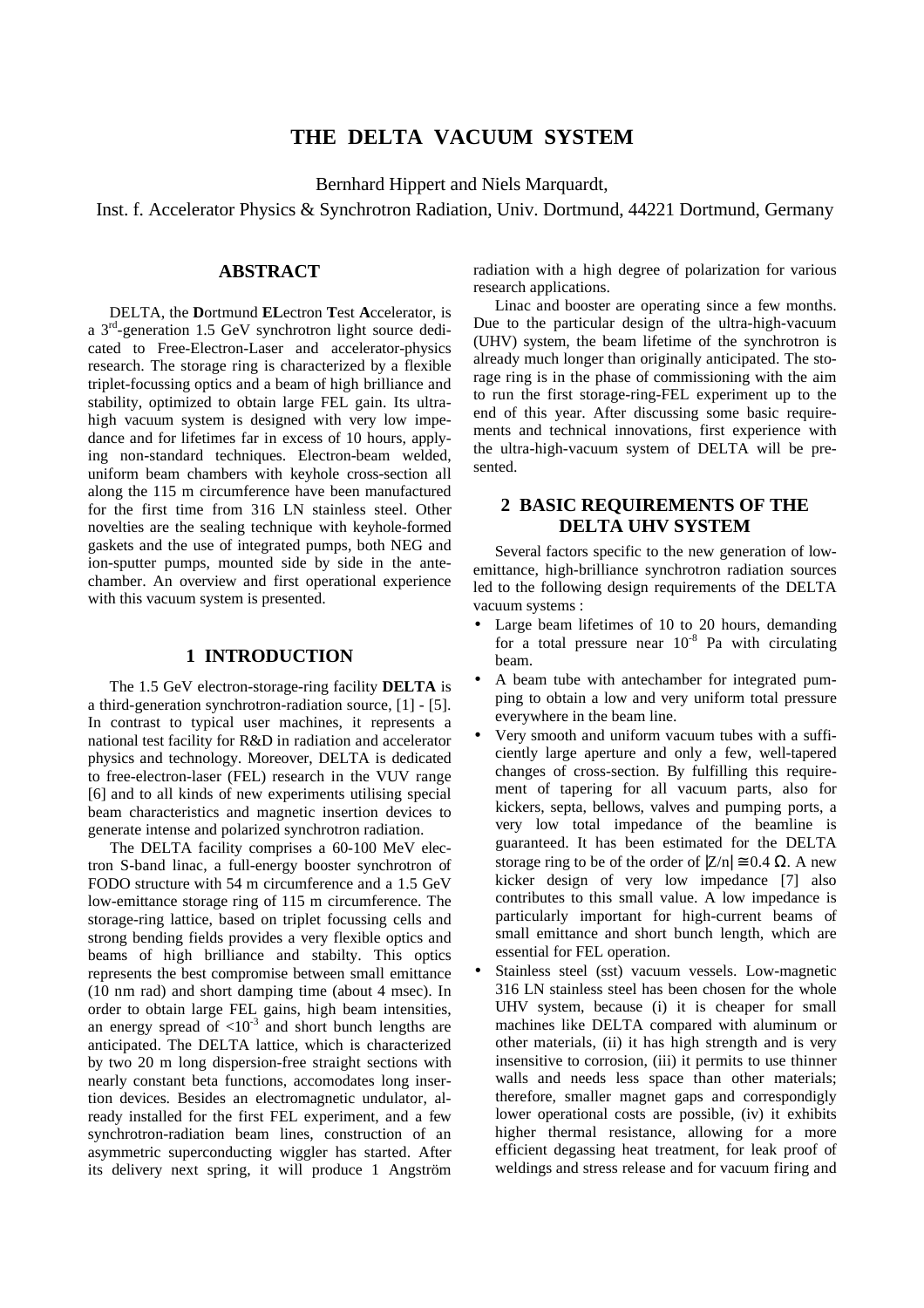# THE DELTA VACUUM SYSTEM

Bernhard Hippert and Niels Marquardt,

Inst. f. Accelerator Physics & Synchrotron Radiation, Univ. Dortmund, 44221 Dortmund, Germany

## ABSTRACT

DELTA, the **D**ortmund **EL**ectron **T**est **A**ccelerator, is a 3[rd]-generation 1.5 GeV synchrotron light source dedicated to Free-Electron-Laser and accelerator-physics research. The storage ring is characterized by a flexible triplet-focussing optics and a beam of high brilliance and stability, optimized to obtain large FEL gain. Its ultra-high vacuum system is designed with very low impedance and for lifetimes far in excess of 10 hours, applying non-standard techniques. Electron-beam welded, uniform beam chambers with keyhole cross-section all along the 115 m circumference have been manufactured for the first time from 316 LN stainless steel. Other novelties are the sealing technique with keyhole-formed gaskets and the use of integrated pumps, both NEG and ion-sputter pumps, mounted side by side in the antechamber. An overview and first operational experience with this vacuum system is presented.

## 1 INTRODUCTION

The 1.5 GeV electron-storage-ring facility **DELTA** is a third-generation synchrotron-radiation source, [1] - [5]. In contrast to typical user machines, it represents a national test facility for R&D in radiation and accelerator physics and technology. Moreover, DELTA is dedicated to free-electron-laser (FEL) research in the VUV range [6] and to all kinds of new experiments utilising special beam characteristics and magnetic insertion devices to generate intense and polarized synchrotron radiation.

The DELTA facility comprises a 60-100 MeV electron S-band linac, a full-energy booster synchrotron of FODO structure with 54 m circumference and a 1.5 GeV low-emittance storage ring of 115 m circumference. The storage-ring lattice, based on triplet focussing cells and strong bending fields provides a very flexible optics and beams of high brilliance and stabilty. This optics represents the best compromise between small emittance (10 nm rad) and short damping time (about 4 msec). In order to obtain large FEL gains, high beam intensities, an energy spread of $<10^{-3}$ and short bunch lengths are anticipated. The DELTA lattice, which is characterized by two 20 m long dispersion-free straight sections with nearly constant beta functions, accomodates long insertion devices. Besides an electromagnetic undulator, already installed for the first FEL experiment, and a few synchrotron-radiation beam lines, construction of an asymmetric superconducting wiggler has started. After its delivery next spring, it will produce 1 Angström radiation with a high degree of polarization for various research applications.

Linac and booster are operating since a few months. Due to the particular design of the ultra-high-vacuum (UHV) system, the beam lifetime of the synchrotron is already much longer than originally anticipated. The storage ring is in the phase of commissioning with the aim to run the first storage-ring-FEL experiment up to the end of this year. After discussing some basic requirements and technical innovations, first experience with the ultra-high-vacuum system of DELTA will be presented.

## 2 BASIC REQUIREMENTS OF THE DELTA UHV SYSTEM

Several factors specific to the new generation of low-emittance, high-brilliance synchrotron radiation sources led to the following design requirements of the DELTA vacuum systems :

- Large beam lifetimes of 10 to 20 hours, demanding for a total pressure near $10^{-8}$ Pa with circulating beam.
- A beam tube with antechamber for integrated pumping to obtain a low and very uniform total pressure everywhere in the beam line.
- Very smooth and uniform vacuum tubes with a sufficiently large aperture and only a few, well-tapered changes of cross-section. By fulfilling this requirement of tapering for all vacuum parts, also for kickers, septa, bellows, valves and pumping ports, a very low total impedance of the beamline is guaranteed. It has been estimated for the DELTA storage ring to be of the order of $|Z/n| \cong 0.4\ \Omega$. A new kicker design of very low impedance [7] also contributes to this small value. A low impedance is particularly important for high-current beams of small emittance and short bunch length, which are essential for FEL operation.
- Stainless steel (sst) vacuum vessels. Low-magnetic 316 LN stainless steel has been chosen for the whole UHV system, because (i) it is cheaper for small machines like DELTA compared with aluminum or other materials, (ii) it has high strength and is very insensitive to corrosion, (iii) it permits to use thinner walls and needs less space than other materials; therefore, smaller magnet gaps and correspondigly lower operational costs are possible, (iv) it exhibits higher thermal resistance, allowing for a more efficient degassing heat treatment, for leak proof of weldings and stress release and for vacuum firing and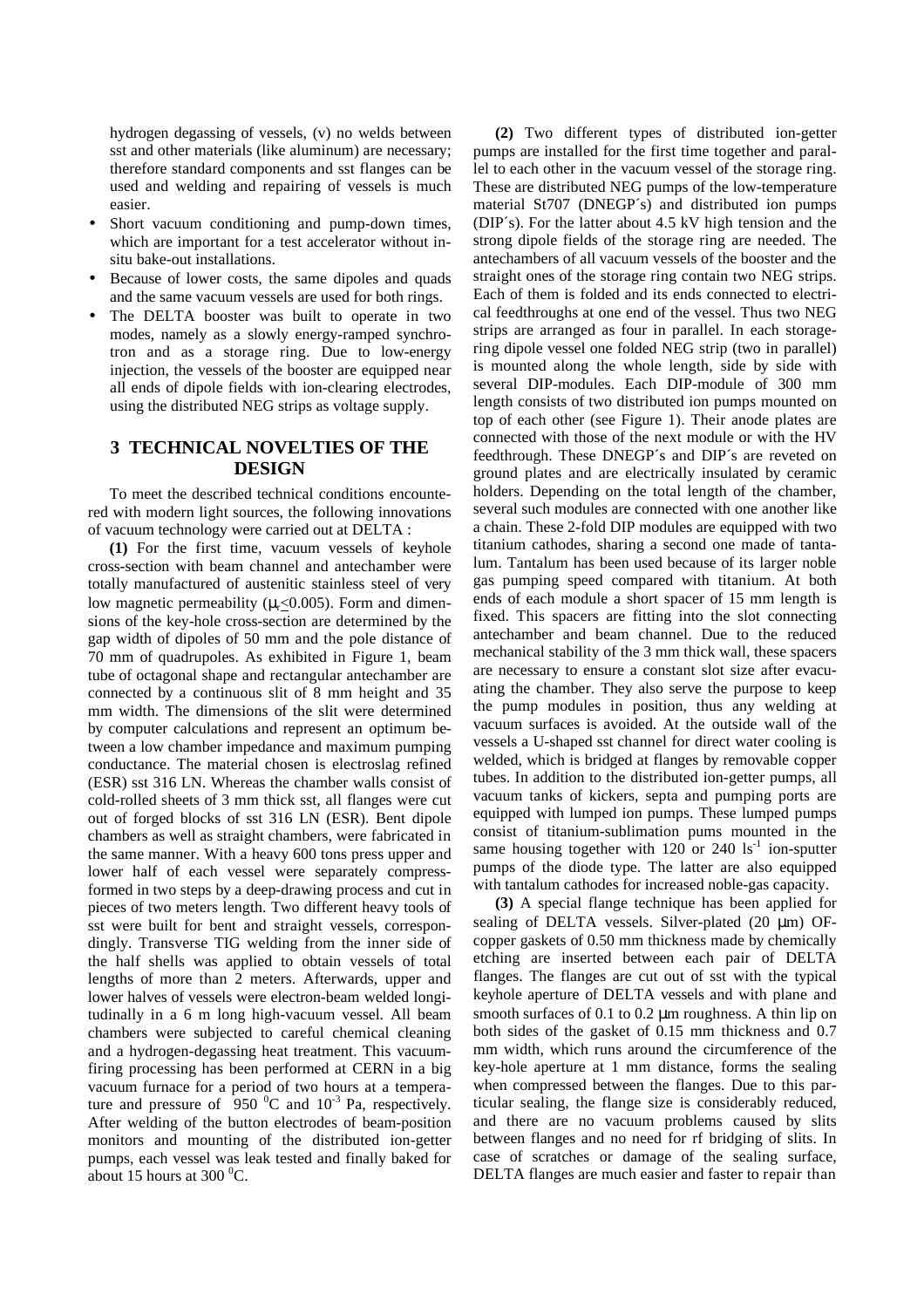hydrogen degassing of vessels, (v) no welds between sst and other materials (like aluminum) are necessary; therefore standard components and sst flanges can be used and welding and repairing of vessels is much easier.

- Short vacuum conditioning and pump-down times, which are important for a test accelerator without in-situ bake-out installations.
- Because of lower costs, the same dipoles and quads and the same vacuum vessels are used for both rings.
- The DELTA booster was built to operate in two modes, namely as a slowly energy-ramped synchrotron and as a storage ring. Due to low-energy injection, the vessels of the booster are equipped near all ends of dipole fields with ion-clearing electrodes, using the distributed NEG strips as voltage supply.

## 3 TECHNICAL NOVELTIES OF THE DESIGN

To meet the described technical conditions encountered with modern light sources, the following innovations of vacuum technology were carried out at DELTA :

**(1)** For the first time, vacuum vessels of keyhole cross-section with beam channel and antechamber were totally manufactured of austenitic stainless steel of very low magnetic permeability ($\mu_r \leq 0.005$). Form and dimensions of the key-hole cross-section are determined by the gap width of dipoles of 50 mm and the pole distance of 70 mm of quadrupoles. As exhibited in Figure 1, beam tube of octagonal shape and rectangular antechamber are connected by a continuous slit of 8 mm height and 35 mm width. The dimensions of the slit were determined by computer calculations and represent an optimum between a low chamber impedance and maximum pumping conductance. The material chosen is electroslag refined (ESR) sst 316 LN. Whereas the chamber walls consist of cold-rolled sheets of 3 mm thick sst, all flanges were cut out of forged blocks of sst 316 LN (ESR). Bent dipole chambers as well as straight chambers, were fabricated in the same manner. With a heavy 600 tons press upper and lower half of each vessel were separately compress-formed in two steps by a deep-drawing process and cut in pieces of two meters length. Two different heavy tools of sst were built for bent and straight vessels, correspondingly. Transverse TIG welding from the inner side of the half shells was applied to obtain vessels of total lengths of more than 2 meters. Afterwards, upper and lower halves of vessels were electron-beam welded longitudinally in a 6 m long high-vacuum vessel. All beam chambers were subjected to careful chemical cleaning and a hydrogen-degassing heat treatment. This vacuum-firing processing has been performed at CERN in a big vacuum furnace for a period of two hours at a temperature and pressure of 950 $^0$C and $10^{-3}$ Pa, respectively. After welding of the button electrodes of beam-position monitors and mounting of the distributed ion-getter pumps, each vessel was leak tested and finally baked for about 15 hours at 300 $^0$C.

**(2)** Two different types of distributed ion-getter pumps are installed for the first time together and parallel to each other in the vacuum vessel of the storage ring. These are distributed NEG pumps of the low-temperature material St707 (DNEGP´s) and distributed ion pumps (DIP´s). For the latter about 4.5 kV high tension and the strong dipole fields of the storage ring are needed. The antechambers of all vacuum vessels of the booster and the straight ones of the storage ring contain two NEG strips. Each of them is folded and its ends connected to electrical feedthroughs at one end of the vessel. Thus two NEG strips are arranged as four in parallel. In each storage-ring dipole vessel one folded NEG strip (two in parallel) is mounted along the whole length, side by side with several DIP-modules. Each DIP-module of 300 mm length consists of two distributed ion pumps mounted on top of each other (see Figure 1). Their anode plates are connected with those of the next module or with the HV feedthrough. These DNEGP´s and DIP´s are reveted on ground plates and are electrically insulated by ceramic holders. Depending on the total length of the chamber, several such modules are connected with one another like a chain. These 2-fold DIP modules are equipped with two titanium cathodes, sharing a second one made of tantalum. Tantalum has been used because of its larger noble gas pumping speed compared with titanium. At both ends of each module a short spacer of 15 mm length is fixed. This spacers are fitting into the slot connecting antechamber and beam channel. Due to the reduced mechanical stability of the 3 mm thick wall, these spacers are necessary to ensure a constant slot size after evacuating the chamber. They also serve the purpose to keep the pump modules in position, thus any welding at vacuum surfaces is avoided. At the outside wall of the vessels a U-shaped sst channel for direct water cooling is welded, which is bridged at flanges by removable copper tubes. In addition to the distributed ion-getter pumps, all vacuum tanks of kickers, septa and pumping ports are equipped with lumped ion pumps. These lumped pumps consist of titanium-sublimation pums mounted in the same housing together with 120 or 240 $ls^{-1}$ ion-sputter pumps of the diode type. The latter are also equipped with tantalum cathodes for increased noble-gas capacity.

**(3)** A special flange technique has been applied for sealing of DELTA vessels. Silver-plated (20 µm) OF-copper gaskets of 0.50 mm thickness made by chemically etching are inserted between each pair of DELTA flanges. The flanges are cut out of sst with the typical keyhole aperture of DELTA vessels and with plane and smooth surfaces of 0.1 to 0.2 µm roughness. A thin lip on both sides of the gasket of 0.15 mm thickness and 0.7 mm width, which runs around the circumference of the key-hole aperture at 1 mm distance, forms the sealing when compressed between the flanges. Due to this particular sealing, the flange size is considerably reduced, and there are no vacuum problems caused by slits between flanges and no need for rf bridging of slits. In case of scratches or damage of the sealing surface, DELTA flanges are much easier and faster to repair than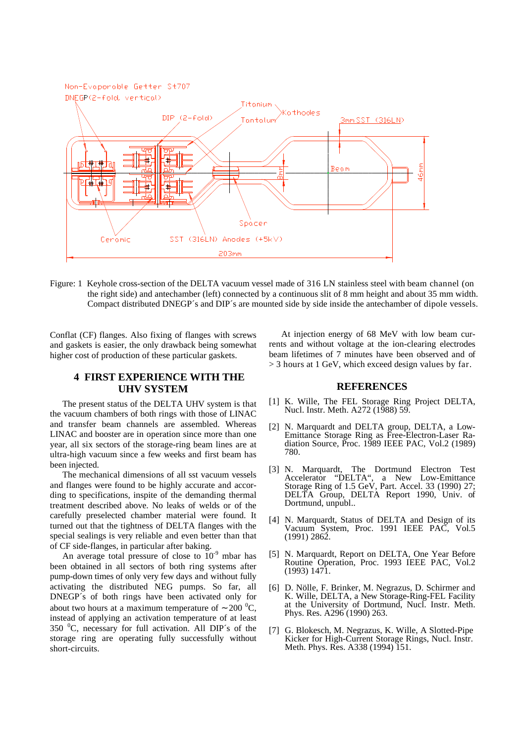Non-Evaporable Getter St707

DNEGP(2-fold, vertical)

DIP (2-fold)

Titanium

Tantalum

Kothodes

3mm SST (316LN)

Beam

46mm

8mm

Spacer

Ceramic

SST (316LN) Anodes (+5kV)

203mm

Figure: 1 Keyhole cross-section of the DELTA vacuum vessel made of 316 LN stainless steel with beam channel (on the right side) and antechamber (left) connected by a continuous slit of 8 mm height and about 35 mm width. Compact distributed DNEGP´s and DIP´s are mounted side by side inside the antechamber of dipole vessels.

Conflat (CF) flanges. Also fixing of flanges with screws and gaskets is easier, the only drawback being somewhat higher cost of production of these particular gaskets.

## 4 FIRST EXPERIENCE WITH THE UHV SYSTEM

The present status of the DELTA UHV system is that the vacuum chambers of both rings with those of LINAC and transfer beam channels are assembled. Whereas LINAC and booster are in operation since more than one year, all six sectors of the storage-ring beam lines are at ultra-high vacuum since a few weeks and first beam has been injected.

The mechanical dimensions of all sst vacuum vessels and flanges were found to be highly accurate and according to specifications, inspite of the demanding thermal treatment described above. No leaks of welds or of the carefully preselected chamber material were found. It turned out that the tightness of DELTA flanges with the special sealings is very reliable and even better than that of CF side-flanges, in particular after baking.

An average total pressure of close to $10^{-9}$ mbar has been obtained in all sectors of both ring systems after pump-down times of only very few days and without fully activating the distributed NEG pumps. So far, all DNEGP´s of both rings have been activated only for about two hours at a maximum temperature of $\sim$200 $^0$C, instead of applying an activation temperature of at least 350 $^0$C, necessary for full activation. All DIP´s of the storage ring are operating fully successfully without short-circuits.

At injection energy of 68 MeV with low beam currents and without voltage at the ion-clearing electrodes beam lifetimes of 7 minutes have been observed and of > 3 hours at 1 GeV, which exceed design values by far.

## REFERENCES

[1] K. Wille, The FEL Storage Ring Project DELTA, Nucl. Instr. Meth. A272 (1988) 59.

[2] N. Marquardt and DELTA group, DELTA, a Low-Emittance Storage Ring as Free-Electron-Laser Radiation Source, Proc. 1989 IEEE PAC, Vol.2 (1989) 780.

[3] N. Marquardt, The Dortmund Electron Test Accelerator "DELTA", a New Low-Emittance Storage Ring of 1.5 GeV, Part. Accel. 33 (1990) 27; DELTA Group, DELTA Report 1990, Univ. of Dortmund, unpubl..

[4] N. Marquardt, Status of DELTA and Design of its Vacuum System, Proc. 1991 IEEE PAC, Vol.5 (1991) 2862.

[5] N. Marquardt, Report on DELTA, One Year Before Routine Operation, Proc. 1993 IEEE PAC, Vol.2 (1993) 1471.

[6] D. Nölle, F. Brinker, M. Negrazus, D. Schirmer and K. Wille, DELTA, a New Storage-Ring-FEL Facility at the University of Dortmund, Nucl. Instr. Meth. Phys. Res. A296 (1990) 263.

[7] G. Blokesch, M. Negrazus, K. Wille, A Slotted-Pipe Kicker for High-Current Storage Rings, Nucl. Instr. Meth. Phys. Res. A338 (1994) 151.